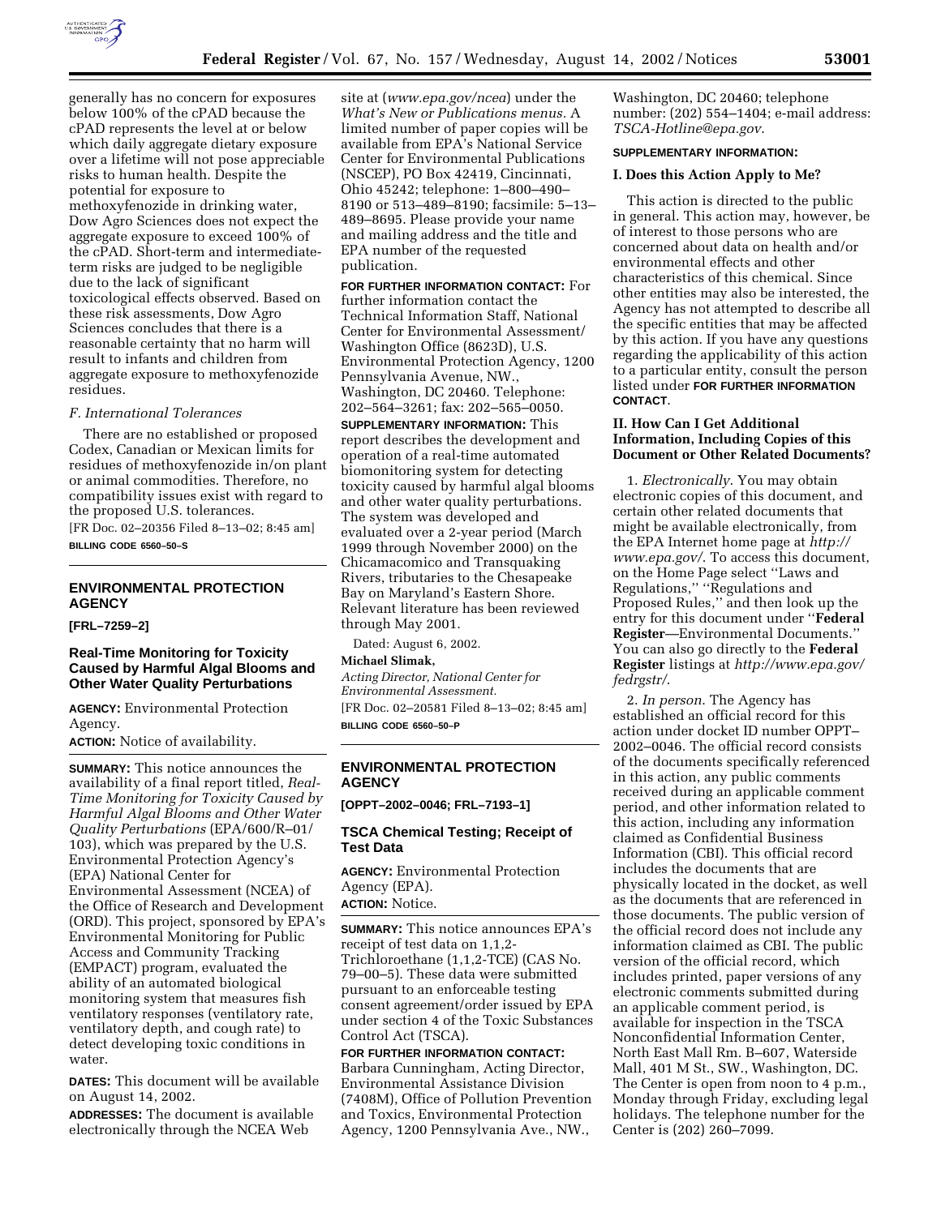generally has no concern for exposures below 100% of the cPAD because the cPAD represents the level at or below which daily aggregate dietary exposure over a lifetime will not pose appreciable risks to human health. Despite the potential for exposure to methoxyfenozide in drinking water, Dow Agro Sciences does not expect the aggregate exposure to exceed 100% of the cPAD. Short-term and intermediate-term risks are judged to be negligible due to the lack of significant toxicological effects observed. Based on these risk assessments, Dow Agro Sciences concludes that there is a reasonable certainty that no harm will result to infants and children from aggregate exposure to methoxyfenozide residues.

*F. International Tolerances*

There are no established or proposed Codex, Canadian or Mexican limits for residues of methoxyfenozide in/on plant or animal commodities. Therefore, no compatibility issues exist with regard to the proposed U.S. tolerances.

[FR Doc. 02–20356 Filed 8–13–02; 8:45 am]

**BILLING CODE 6560–50–S**

---

## ENVIRONMENTAL PROTECTION AGENCY

**[FRL–7259–2]**

### Real-Time Monitoring for Toxicity Caused by Harmful Algal Blooms and Other Water Quality Perturbations

**AGENCY:** Environmental Protection Agency.

**ACTION:** Notice of availability.

**SUMMARY:** This notice announces the availability of a final report titled, *Real-Time Monitoring for Toxicity Caused by Harmful Algal Blooms and Other Water Quality Perturbations* (EPA/600/R–01/103), which was prepared by the U.S. Environmental Protection Agency's (EPA) National Center for Environmental Assessment (NCEA) of the Office of Research and Development (ORD). This project, sponsored by EPA's Environmental Monitoring for Public Access and Community Tracking (EMPACT) program, evaluated the ability of an automated biological monitoring system that measures fish ventilatory responses (ventilatory rate, ventilatory depth, and cough rate) to detect developing toxic conditions in water.

**DATES:** This document will be available on August 14, 2002.

**ADDRESSES:** The document is available electronically through the NCEA Web site at (*www.epa.gov/ncea*) under the *What's New or Publications menus*. A limited number of paper copies will be available from EPA's National Service Center for Environmental Publications (NSCEP), PO Box 42419, Cincinnati, Ohio 45242; telephone: 1–800–490–8190 or 513–489–8190; facsimile: 5–13–489–8695. Please provide your name and mailing address and the title and EPA number of the requested publication.

**FOR FURTHER INFORMATION CONTACT:** For further information contact the Technical Information Staff, National Center for Environmental Assessment/Washington Office (8623D), U.S. Environmental Protection Agency, 1200 Pennsylvania Avenue, NW., Washington, DC 20460. Telephone: 202–564–3261; fax: 202–565–0050.

**SUPPLEMENTARY INFORMATION:** This report describes the development and operation of a real-time automated biomonitoring system for detecting toxicity caused by harmful algal blooms and other water quality perturbations. The system was developed and evaluated over a 2-year period (March 1999 through November 2000) on the Chicamacomico and Transquaking Rivers, tributaries to the Chesapeake Bay on Maryland's Eastern Shore. Relevant literature has been reviewed through May 2001.

Dated: August 6, 2002.

**Michael Slimak,**

*Acting Director, National Center for Environmental Assessment.*

[FR Doc. 02–20581 Filed 8–13–02; 8:45 am]

**BILLING CODE 6560–50–P**

---

## ENVIRONMENTAL PROTECTION AGENCY

**[OPPT–2002–0046; FRL–7193–1]**

### TSCA Chemical Testing; Receipt of Test Data

**AGENCY:** Environmental Protection Agency (EPA).

**ACTION:** Notice.

**SUMMARY:** This notice announces EPA's receipt of test data on 1,1,2-Trichloroethane (1,1,2-TCE) (CAS No. 79–00–5). These data were submitted pursuant to an enforceable testing consent agreement/order issued by EPA under section 4 of the Toxic Substances Control Act (TSCA).

**FOR FURTHER INFORMATION CONTACT:** Barbara Cunningham, Acting Director, Environmental Assistance Division (7408M), Office of Pollution Prevention and Toxics, Environmental Protection Agency, 1200 Pennsylvania Ave., NW., Washington, DC 20460; telephone number: (202) 554–1404; e-mail address: *TSCA-Hotline@epa.gov*.

**SUPPLEMENTARY INFORMATION:**

#### I. Does this Action Apply to Me?

This action is directed to the public in general. This action may, however, be of interest to those persons who are concerned about data on health and/or environmental effects and other characteristics of this chemical. Since other entities may also be interested, the Agency has not attempted to describe all the specific entities that may be affected by this action. If you have any questions regarding the applicability of this action to a particular entity, consult the person listed under **FOR FURTHER INFORMATION CONTACT**.

#### II. How Can I Get Additional Information, Including Copies of this Document or Other Related Documents?

1. *Electronically*. You may obtain electronic copies of this document, and certain other related documents that might be available electronically, from the EPA Internet home page at *http://www.epa.gov/*. To access this document, on the Home Page select ''Laws and Regulations,'' ''Regulations and Proposed Rules,'' and then look up the entry for this document under ''**Federal Register**—Environmental Documents.'' You can also go directly to the **Federal Register** listings at *http://www.epa.gov/fedrgstr/*.

2. *In person*. The Agency has established an official record for this action under docket ID number OPPT–2002–0046. The official record consists of the documents specifically referenced in this action, any public comments received during an applicable comment period, and other information related to this action, including any information claimed as Confidential Business Information (CBI). This official record includes the documents that are physically located in the docket, as well as the documents that are referenced in those documents. The public version of the official record does not include any information claimed as CBI. The public version of the official record, which includes printed, paper versions of any electronic comments submitted during an applicable comment period, is available for inspection in the TSCA Nonconfidential Information Center, North East Mall Rm. B–607, Waterside Mall, 401 M St., SW., Washington, DC. The Center is open from noon to 4 p.m., Monday through Friday, excluding legal holidays. The telephone number for the Center is (202) 260–7099.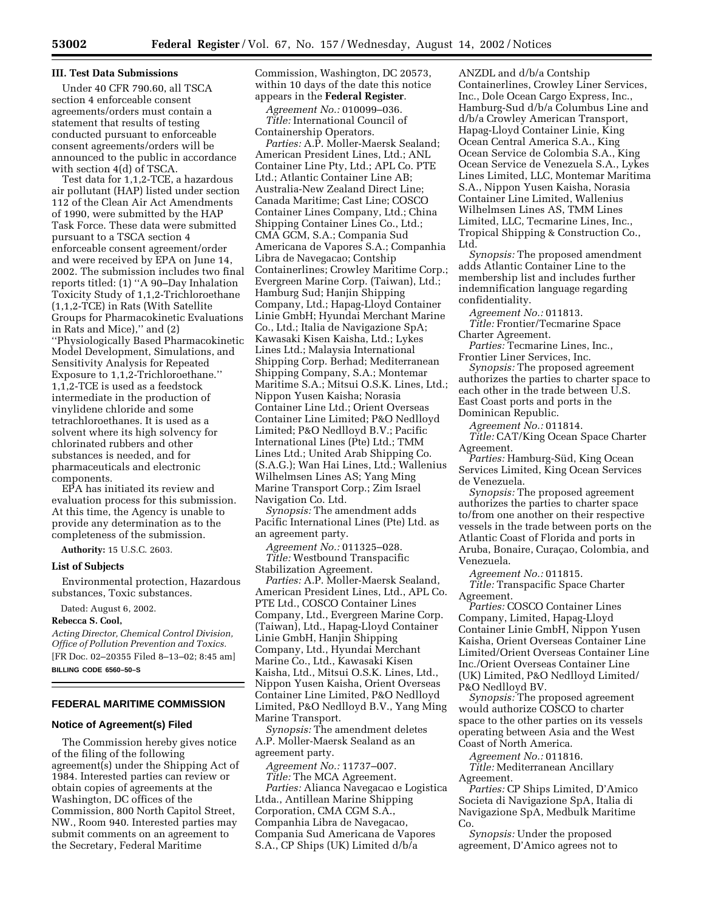### III. Test Data Submissions

Under 40 CFR 790.60, all TSCA section 4 enforceable consent agreements/orders must contain a statement that results of testing conducted pursuant to enforceable consent agreements/orders will be announced to the public in accordance with section 4(d) of TSCA.

Test data for 1,1,2-TCE, a hazardous air pollutant (HAP) listed under section 112 of the Clean Air Act Amendments of 1990, were submitted by the HAP Task Force. These data were submitted pursuant to a TSCA section 4 enforceable consent agreement/order and were received by EPA on June 14, 2002. The submission includes two final reports titled: (1) ''A 90–Day Inhalation Toxicity Study of 1,1,2-Trichloroethane (1,1,2-TCE) in Rats (With Satellite Groups for Pharmacokinetic Evaluations in Rats and Mice),'' and (2) ''Physiologically Based Pharmacokinetic Model Development, Simulations, and Sensitivity Analysis for Repeated Exposure to 1,1,2-Trichloroethane.'' 1,1,2-TCE is used as a feedstock intermediate in the production of vinylidene chloride and some tetrachloroethanes. It is used as a solvent where its high solvency for chlorinated rubbers and other substances is needed, and for pharmaceuticals and electronic components.

EPA has initiated its review and evaluation process for this submission. At this time, the Agency is unable to provide any determination as to the completeness of the submission.

**Authority:** 15 U.S.C. 2603.

### List of Subjects

Environmental protection, Hazardous substances, Toxic substances.

Dated: August 6, 2002.

**Rebecca S. Cool,**

*Acting Director, Chemical Control Division, Office of Pollution Prevention and Toxics.*

[FR Doc. 02–20355 Filed 8–13–02; 8:45 am]

**BILLING CODE 6560–50–S**

## FEDERAL MARITIME COMMISSION

### Notice of Agreement(s) Filed

The Commission hereby gives notice of the filing of the following agreement(s) under the Shipping Act of 1984. Interested parties can review or obtain copies of agreements at the Washington, DC offices of the Commission, 800 North Capitol Street, NW., Room 940. Interested parties may submit comments on an agreement to the Secretary, Federal Maritime Commission, Washington, DC 20573, within 10 days of the date this notice appears in the **Federal Register**.

*Agreement No.:* 010099–036.

*Title:* International Council of Containership Operators.

*Parties:* A.P. Moller-Maersk Sealand; American President Lines, Ltd.; ANL Container Line Pty, Ltd.; APL Co. PTE Ltd.; Atlantic Container Line AB; Australia-New Zealand Direct Line; Canada Maritime; Cast Line; COSCO Container Lines Company, Ltd.; China Shipping Container Lines Co., Ltd.; CMA GCM, S.A.; Compania Sud Americana de Vapores S.A.; Companhia Libra de Navegacao; Contship Containerlines; Crowley Maritime Corp.; Evergreen Marine Corp. (Taiwan), Ltd.; Hamburg Sud; Hanjin Shipping Company, Ltd.; Hapag-Lloyd Container Linie GmbH; Hyundai Merchant Marine Co., Ltd.; Italia de Navigazione SpA; Kawasaki Kisen Kaisha, Ltd.; Lykes Lines Ltd.; Malaysia International Shipping Corp. Berhad; Mediterranean Shipping Company, S.A.; Montemar Maritime S.A.; Mitsui O.S.K. Lines, Ltd.; Nippon Yusen Kaisha; Norasia Container Line Ltd.; Orient Overseas Container Line Limited; P&O Nedlloyd Limited; P&O Nedlloyd B.V.; Pacific International Lines (Pte) Ltd.; TMM Lines Ltd.; United Arab Shipping Co. (S.A.G.); Wan Hai Lines, Ltd.; Wallenius Wilhelmsen Lines AS; Yang Ming Marine Transport Corp.; Zim Israel Navigation Co. Ltd.

*Synopsis:* The amendment adds Pacific International Lines (Pte) Ltd. as an agreement party.

*Agreement No.:* 011325–028.

*Title:* Westbound Transpacific Stabilization Agreement.

*Parties:* A.P. Moller-Maersk Sealand, American President Lines, Ltd., APL Co. PTE Ltd., COSCO Container Lines Company, Ltd., Evergreen Marine Corp. (Taiwan), Ltd., Hapag-Lloyd Container Linie GmbH, Hanjin Shipping Company, Ltd., Hyundai Merchant Marine Co., Ltd., Kawasaki Kisen Kaisha, Ltd., Mitsui O.S.K. Lines, Ltd., Nippon Yusen Kaisha, Orient Overseas Container Line Limited, P&O Nedlloyd Limited, P&O Nedlloyd B.V., Yang Ming Marine Transport.

*Synopsis:* The amendment deletes A.P. Moller-Maersk Sealand as an agreement party.

*Agreement No.:* 11737–007.

*Title:* The MCA Agreement.

*Parties:* Alianca Navegacao e Logistica Ltda., Antillean Marine Shipping Corporation, CMA CGM S.A., Companhia Libra de Navegacao, Compania Sud Americana de Vapores S.A., CP Ships (UK) Limited d/b/a ANZDL and d/b/a Contship Containerlines, Crowley Liner Services, Inc., Dole Ocean Cargo Express, Inc., Hamburg-Sud d/b/a Columbus Line and d/b/a Crowley American Transport, Hapag-Lloyd Container Linie, King Ocean Central America S.A., King Ocean Service de Colombia S.A., King Ocean Service de Venezuela S.A., Lykes Lines Limited, LLC, Montemar Maritima S.A., Nippon Yusen Kaisha, Norasia Container Line Limited, Wallenius Wilhelmsen Lines AS, TMM Lines Limited, LLC, Tecmarine Lines, Inc., Tropical Shipping & Construction Co., Ltd.

*Synopsis:* The proposed amendment adds Atlantic Container Line to the membership list and includes further indemnification language regarding confidentiality.

*Agreement No.:* 011813.

*Title:* Frontier/Tecmarine Space Charter Agreement.

*Parties:* Tecmarine Lines, Inc., Frontier Liner Services, Inc.

*Synopsis:* The proposed agreement authorizes the parties to charter space to each other in the trade between U.S. East Coast ports and ports in the Dominican Republic.

*Agreement No.:* 011814.

*Title:* CAT/King Ocean Space Charter Agreement.

*Parties:* Hamburg-Süd, King Ocean Services Limited, King Ocean Services de Venezuela.

*Synopsis:* The proposed agreement authorizes the parties to charter space to/from one another on their respective vessels in the trade between ports on the Atlantic Coast of Florida and ports in Aruba, Bonaire, Curaçao, Colombia, and Venezuela.

*Agreement No.:* 011815.

*Title:* Transpacific Space Charter Agreement.

*Parties:* COSCO Container Lines Company, Limited, Hapag-Lloyd Container Linie GmbH, Nippon Yusen Kaisha, Orient Overseas Container Line Limited/Orient Overseas Container Line Inc./Orient Overseas Container Line (UK) Limited, P&O Nedlloyd Limited/P&O Nedlloyd BV.

*Synopsis:* The proposed agreement would authorize COSCO to charter space to the other parties on its vessels operating between Asia and the West Coast of North America.

*Agreement No.:* 011816.

*Title:* Mediterranean Ancillary Agreement.

*Parties:* CP Ships Limited, D'Amico Societa di Navigazione SpA, Italia di Navigazione SpA, Medbulk Maritime Co.

*Synopsis:* Under the proposed agreement, D'Amico agrees not to